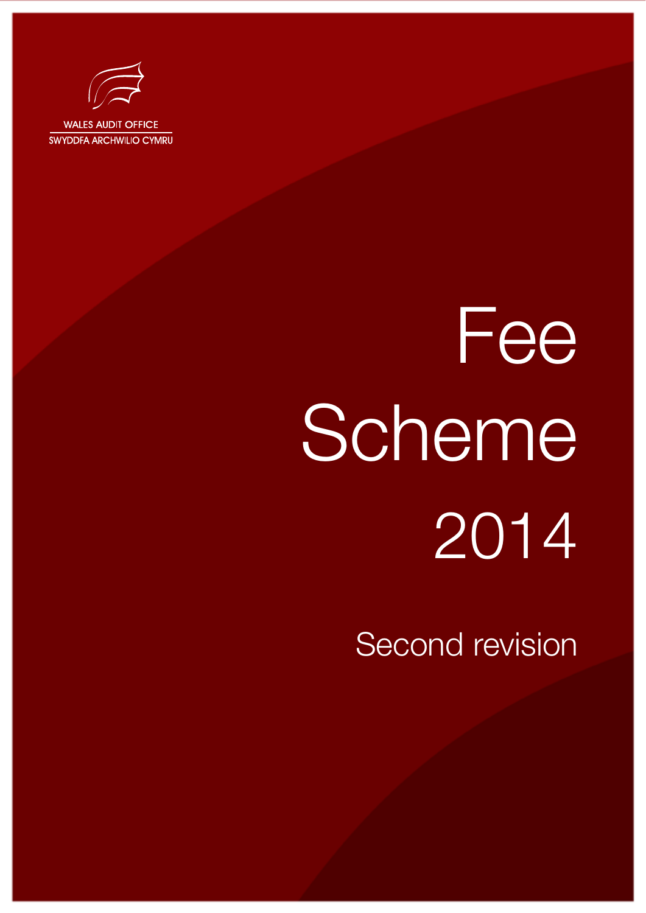WALES AUDIT OFFICE

SWYDDFA ARCHWILIO CYMRU

# Fee Scheme 2014

## Second revision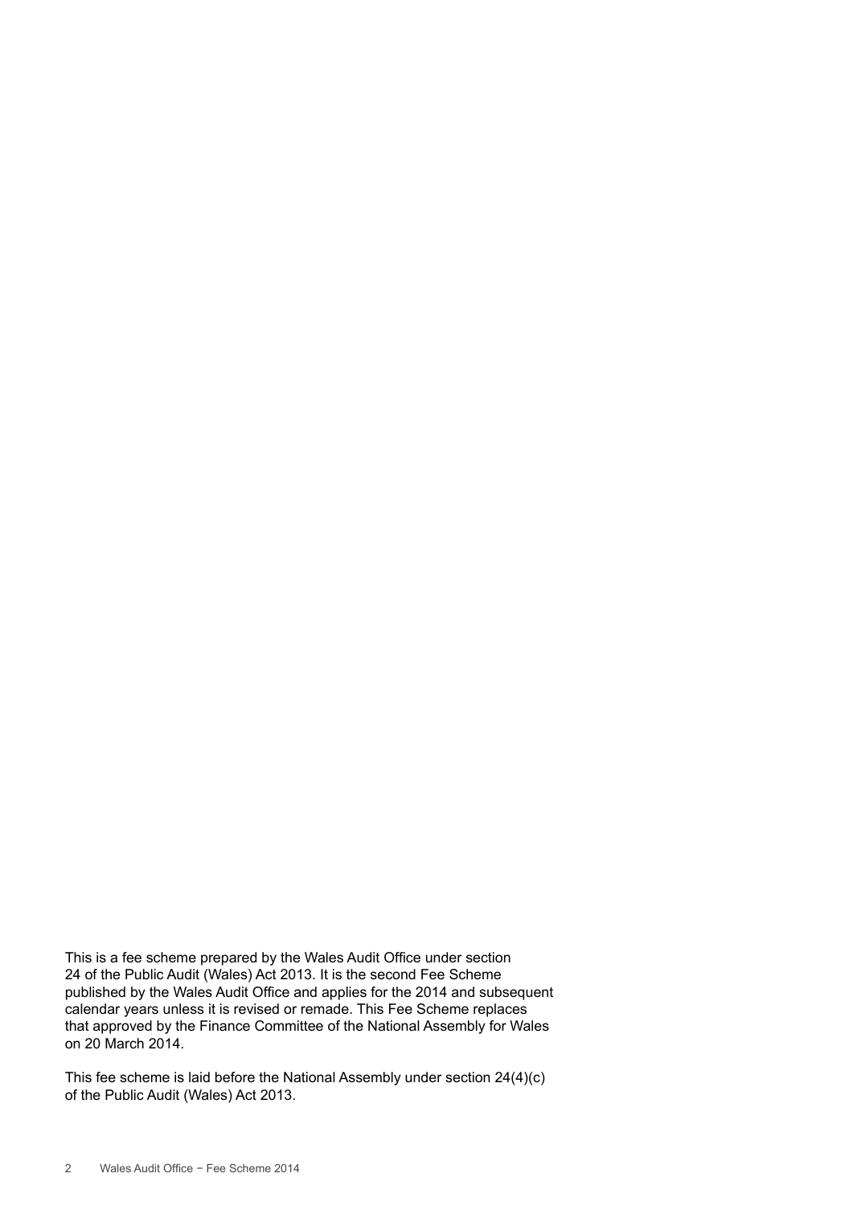This is a fee scheme prepared by the Wales Audit Office under section 24 of the Public Audit (Wales) Act 2013. It is the second Fee Scheme published by the Wales Audit Office and applies for the 2014 and subsequent calendar years unless it is revised or remade. This Fee Scheme replaces that approved by the Finance Committee of the National Assembly for Wales on 20 March 2014.

This fee scheme is laid before the National Assembly under section 24(4)(c) of the Public Audit (Wales) Act 2013.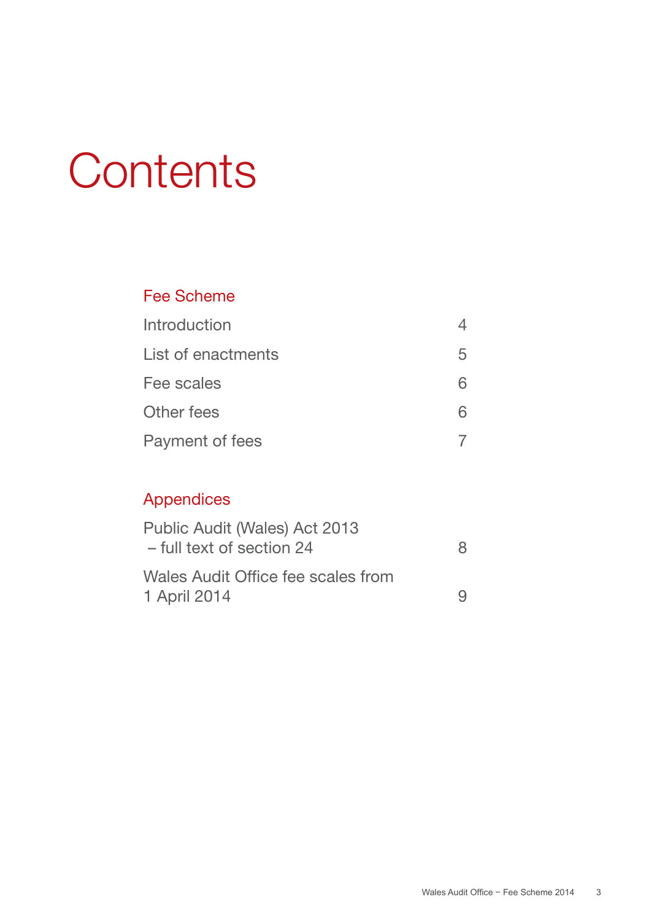# Contents

## Fee Scheme

| | |
|---|---|
| Introduction | 4 |
| List of enactments | 5 |
| Fee scales | 6 |
| Other fees | 6 |
| Payment of fees | 7 |

## Appendices

| | |
|---|---|
| Public Audit (Wales) Act 2013 – full text of section 24 | 8 |
| Wales Audit Office fee scales from 1 April 2014 | 9 |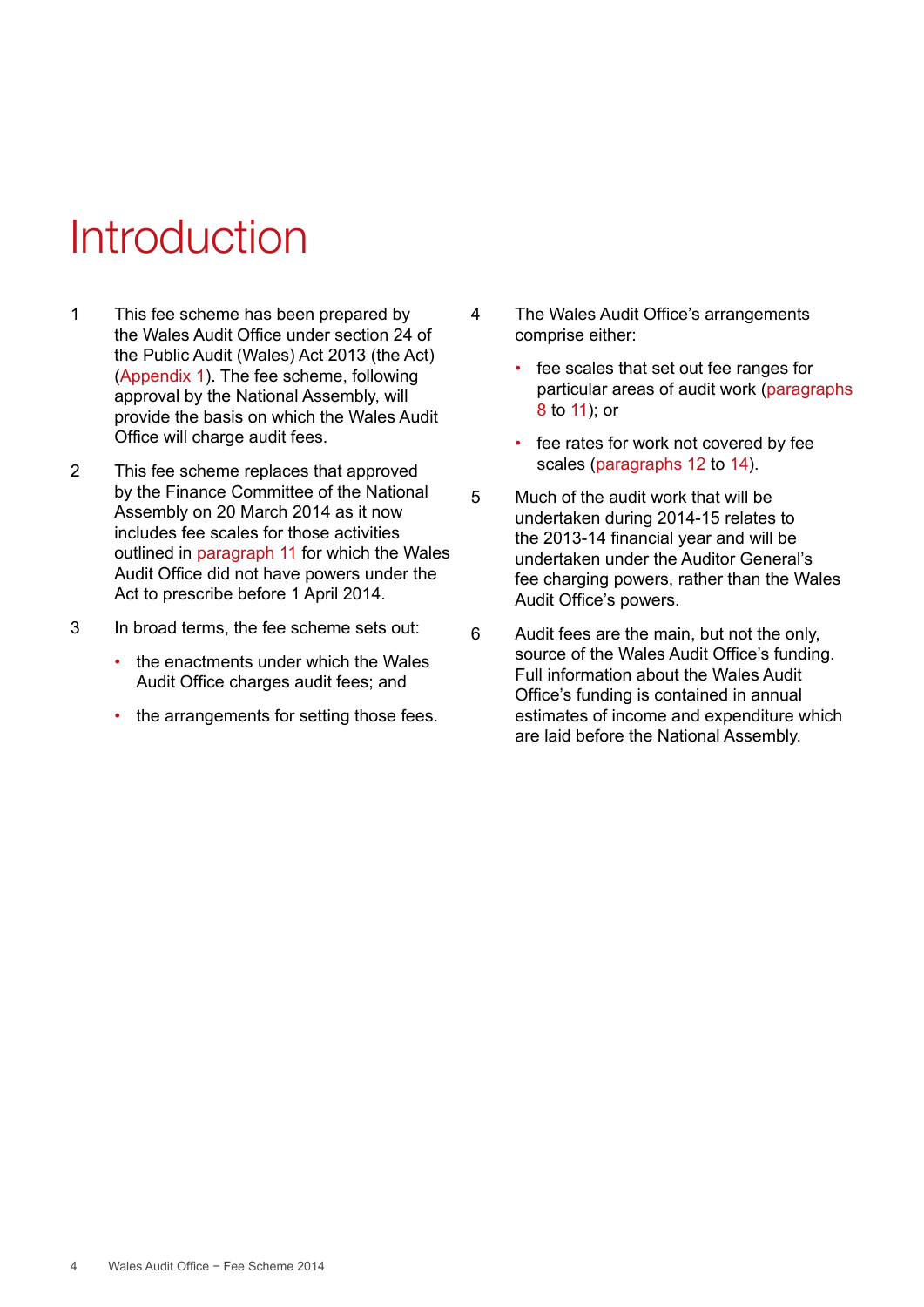# Introduction

1 This fee scheme has been prepared by the Wales Audit Office under section 24 of the Public Audit (Wales) Act 2013 (the Act) (Appendix 1). The fee scheme, following approval by the National Assembly, will provide the basis on which the Wales Audit Office will charge audit fees.

2 This fee scheme replaces that approved by the Finance Committee of the National Assembly on 20 March 2014 as it now includes fee scales for those activities outlined in paragraph 11 for which the Wales Audit Office did not have powers under the Act to prescribe before 1 April 2014.

3 In broad terms, the fee scheme sets out:

- the enactments under which the Wales Audit Office charges audit fees; and
- the arrangements for setting those fees.

4 The Wales Audit Office's arrangements comprise either:

- fee scales that set out fee ranges for particular areas of audit work (paragraphs 8 to 11); or
- fee rates for work not covered by fee scales (paragraphs 12 to 14).

5 Much of the audit work that will be undertaken during 2014-15 relates to the 2013-14 financial year and will be undertaken under the Auditor General's fee charging powers, rather than the Wales Audit Office's powers.

6 Audit fees are the main, but not the only, source of the Wales Audit Office's funding. Full information about the Wales Audit Office's funding is contained in annual estimates of income and expenditure which are laid before the National Assembly.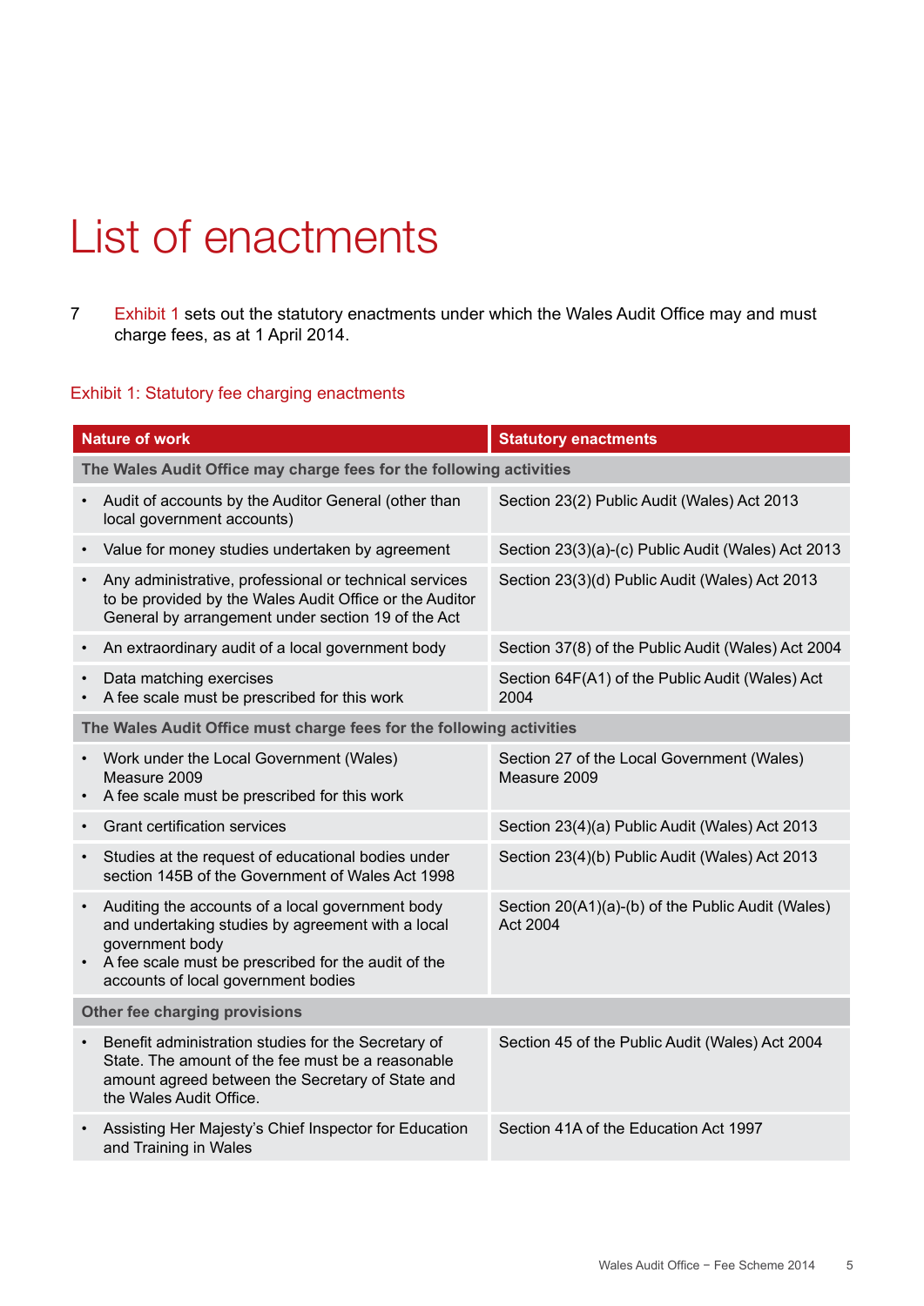# List of enactments

7 Exhibit 1 sets out the statutory enactments under which the Wales Audit Office may and must charge fees, as at 1 April 2014.

Exhibit 1: Statutory fee charging enactments

| Nature of work | Statutory enactments |
|---|---|
| **The Wales Audit Office may charge fees for the following activities** | |
| • Audit of accounts by the Auditor General (other than local government accounts) | Section 23(2) Public Audit (Wales) Act 2013 |
| • Value for money studies undertaken by agreement | Section 23(3)(a)-(c) Public Audit (Wales) Act 2013 |
| • Any administrative, professional or technical services to be provided by the Wales Audit Office or the Auditor General by arrangement under section 19 of the Act | Section 23(3)(d) Public Audit (Wales) Act 2013 |
| • An extraordinary audit of a local government body | Section 37(8) of the Public Audit (Wales) Act 2004 |
| • Data matching exercises<br>• A fee scale must be prescribed for this work | Section 64F(A1) of the Public Audit (Wales) Act 2004 |
| **The Wales Audit Office must charge fees for the following activities** | |
| • Work under the Local Government (Wales) Measure 2009<br>• A fee scale must be prescribed for this work | Section 27 of the Local Government (Wales) Measure 2009 |
| • Grant certification services | Section 23(4)(a) Public Audit (Wales) Act 2013 |
| • Studies at the request of educational bodies under section 145B of the Government of Wales Act 1998 | Section 23(4)(b) Public Audit (Wales) Act 2013 |
| • Auditing the accounts of a local government body and undertaking studies by agreement with a local government body<br>• A fee scale must be prescribed for the audit of the accounts of local government bodies | Section 20(A1)(a)-(b) of the Public Audit (Wales) Act 2004 |
| **Other fee charging provisions** | |
| • Benefit administration studies for the Secretary of State. The amount of the fee must be a reasonable amount agreed between the Secretary of State and the Wales Audit Office. | Section 45 of the Public Audit (Wales) Act 2004 |
| • Assisting Her Majesty's Chief Inspector for Education and Training in Wales | Section 41A of the Education Act 1997 |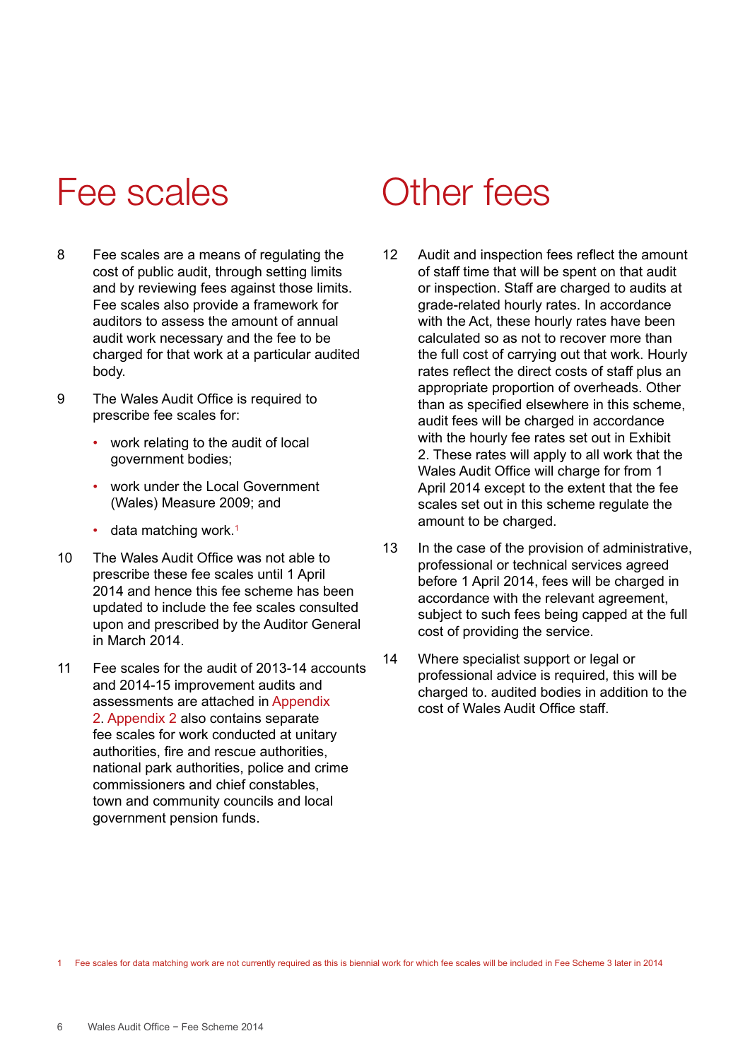# Fee scales

8 Fee scales are a means of regulating the cost of public audit, through setting limits and by reviewing fees against those limits. Fee scales also provide a framework for auditors to assess the amount of annual audit work necessary and the fee to be charged for that work at a particular audited body.

9 The Wales Audit Office is required to prescribe fee scales for:

- work relating to the audit of local government bodies;
- work under the Local Government (Wales) Measure 2009; and
- data matching work.[1]

10 The Wales Audit Office was not able to prescribe these fee scales until 1 April 2014 and hence this fee scheme has been updated to include the fee scales consulted upon and prescribed by the Auditor General in March 2014.

11 Fee scales for the audit of 2013-14 accounts and 2014-15 improvement audits and assessments are attached in Appendix 2. Appendix 2 also contains separate fee scales for work conducted at unitary authorities, fire and rescue authorities, national park authorities, police and crime commissioners and chief constables, town and community councils and local government pension funds.

# Other fees

12 Audit and inspection fees reflect the amount of staff time that will be spent on that audit or inspection. Staff are charged to audits at grade-related hourly rates. In accordance with the Act, these hourly rates have been calculated so as not to recover more than the full cost of carrying out that work. Hourly rates reflect the direct costs of staff plus an appropriate proportion of overheads. Other than as specified elsewhere in this scheme, audit fees will be charged in accordance with the hourly fee rates set out in Exhibit 2. These rates will apply to all work that the Wales Audit Office will charge for from 1 April 2014 except to the extent that the fee scales set out in this scheme regulate the amount to be charged.

13 In the case of the provision of administrative, professional or technical services agreed before 1 April 2014, fees will be charged in accordance with the relevant agreement, subject to such fees being capped at the full cost of providing the service.

14 Where specialist support or legal or professional advice is required, this will be charged to. audited bodies in addition to the cost of Wales Audit Office staff.

1 Fee scales for data matching work are not currently required as this is biennial work for which fee scales will be included in Fee Scheme 3 later in 2014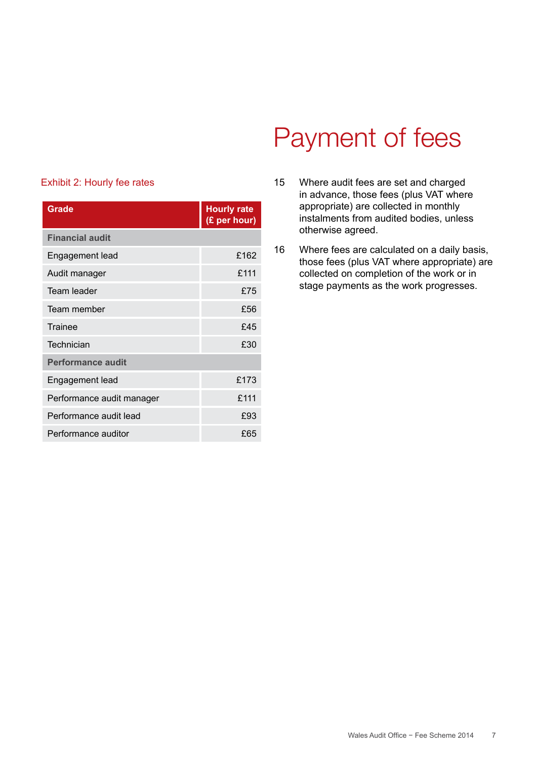Exhibit 2: Hourly fee rates

| Grade | Hourly rate (£ per hour) |
| --- | --- |
| **Financial audit** | |
| Engagement lead | £162 |
| Audit manager | £111 |
| Team leader | £75 |
| Team member | £56 |
| Trainee | £45 |
| Technician | £30 |
| **Performance audit** | |
| Engagement lead | £173 |
| Performance audit manager | £111 |
| Performance audit lead | £93 |
| Performance auditor | £65 |

# Payment of fees

15 Where audit fees are set and charged in advance, those fees (plus VAT where appropriate) are collected in monthly instalments from audited bodies, unless otherwise agreed.

16 Where fees are calculated on a daily basis, those fees (plus VAT where appropriate) are collected on completion of the work or in stage payments as the work progresses.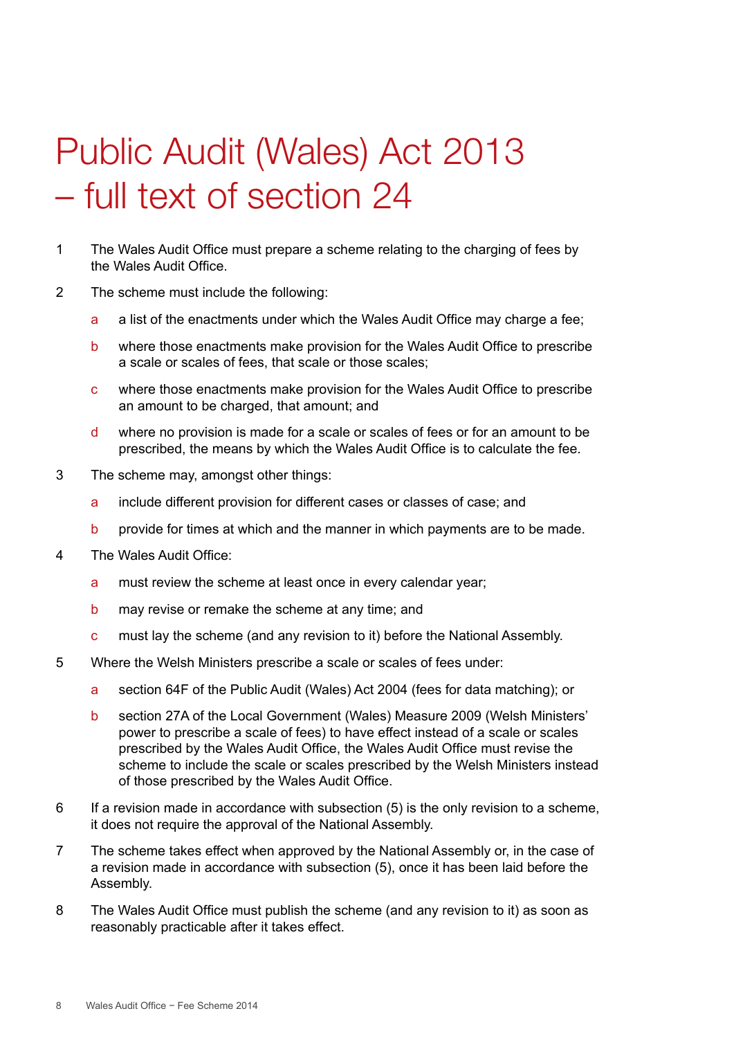# Public Audit (Wales) Act 2013 – full text of section 24

1. The Wales Audit Office must prepare a scheme relating to the charging of fees by the Wales Audit Office.

2. The scheme must include the following:

   a. a list of the enactments under which the Wales Audit Office may charge a fee;

   b. where those enactments make provision for the Wales Audit Office to prescribe a scale or scales of fees, that scale or those scales;

   c. where those enactments make provision for the Wales Audit Office to prescribe an amount to be charged, that amount; and

   d. where no provision is made for a scale or scales of fees or for an amount to be prescribed, the means by which the Wales Audit Office is to calculate the fee.

3. The scheme may, amongst other things:

   a. include different provision for different cases or classes of case; and

   b. provide for times at which and the manner in which payments are to be made.

4. The Wales Audit Office:

   a. must review the scheme at least once in every calendar year;

   b. may revise or remake the scheme at any time; and

   c. must lay the scheme (and any revision to it) before the National Assembly.

5. Where the Welsh Ministers prescribe a scale or scales of fees under:

   a. section 64F of the Public Audit (Wales) Act 2004 (fees for data matching); or

   b. section 27A of the Local Government (Wales) Measure 2009 (Welsh Ministers' power to prescribe a scale of fees) to have effect instead of a scale or scales prescribed by the Wales Audit Office, the Wales Audit Office must revise the scheme to include the scale or scales prescribed by the Welsh Ministers instead of those prescribed by the Wales Audit Office.

6. If a revision made in accordance with subsection (5) is the only revision to a scheme, it does not require the approval of the National Assembly.

7. The scheme takes effect when approved by the National Assembly or, in the case of a revision made in accordance with subsection (5), once it has been laid before the Assembly.

8. The Wales Audit Office must publish the scheme (and any revision to it) as soon as reasonably practicable after it takes effect.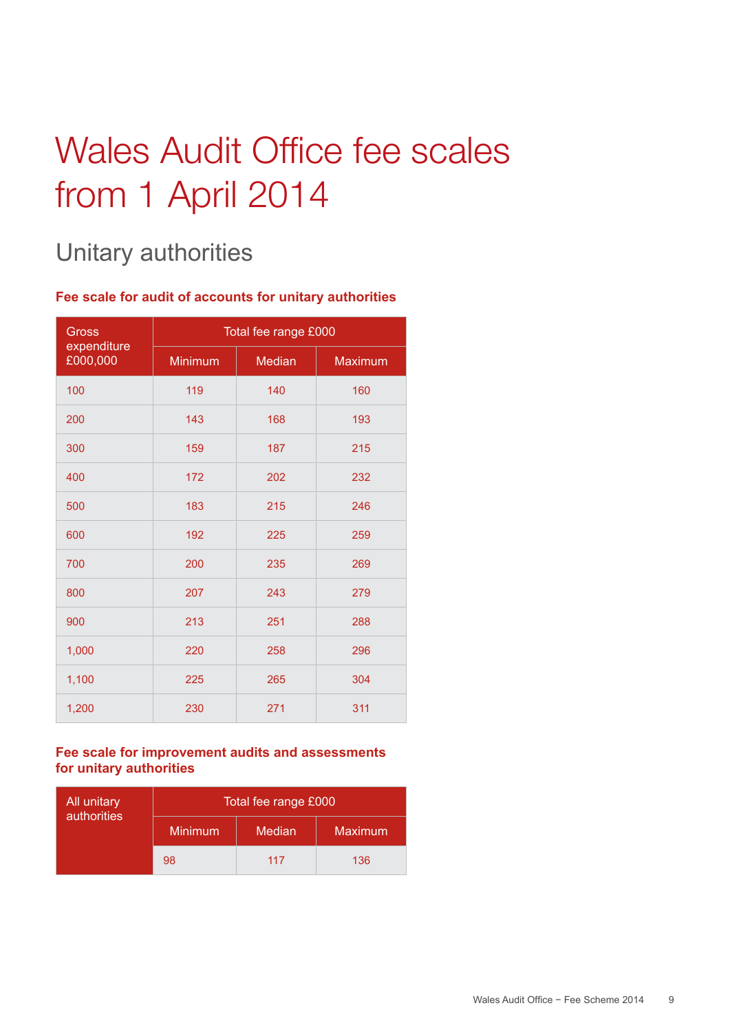# Wales Audit Office fee scales from 1 April 2014

## Unitary authorities

**Fee scale for audit of accounts for unitary authorities**

| Gross expenditure £000,000 | Total fee range £000 | | |
|---|---|---|---|
| | Minimum | Median | Maximum |
| 100 | 119 | 140 | 160 |
| 200 | 143 | 168 | 193 |
| 300 | 159 | 187 | 215 |
| 400 | 172 | 202 | 232 |
| 500 | 183 | 215 | 246 |
| 600 | 192 | 225 | 259 |
| 700 | 200 | 235 | 269 |
| 800 | 207 | 243 | 279 |
| 900 | 213 | 251 | 288 |
| 1,000 | 220 | 258 | 296 |
| 1,100 | 225 | 265 | 304 |
| 1,200 | 230 | 271 | 311 |

**Fee scale for improvement audits and assessments for unitary authorities**

| All unitary authorities | Total fee range £000 | | |
|---|---|---|---|
| | Minimum | Median | Maximum |
| | 98 | 117 | 136 |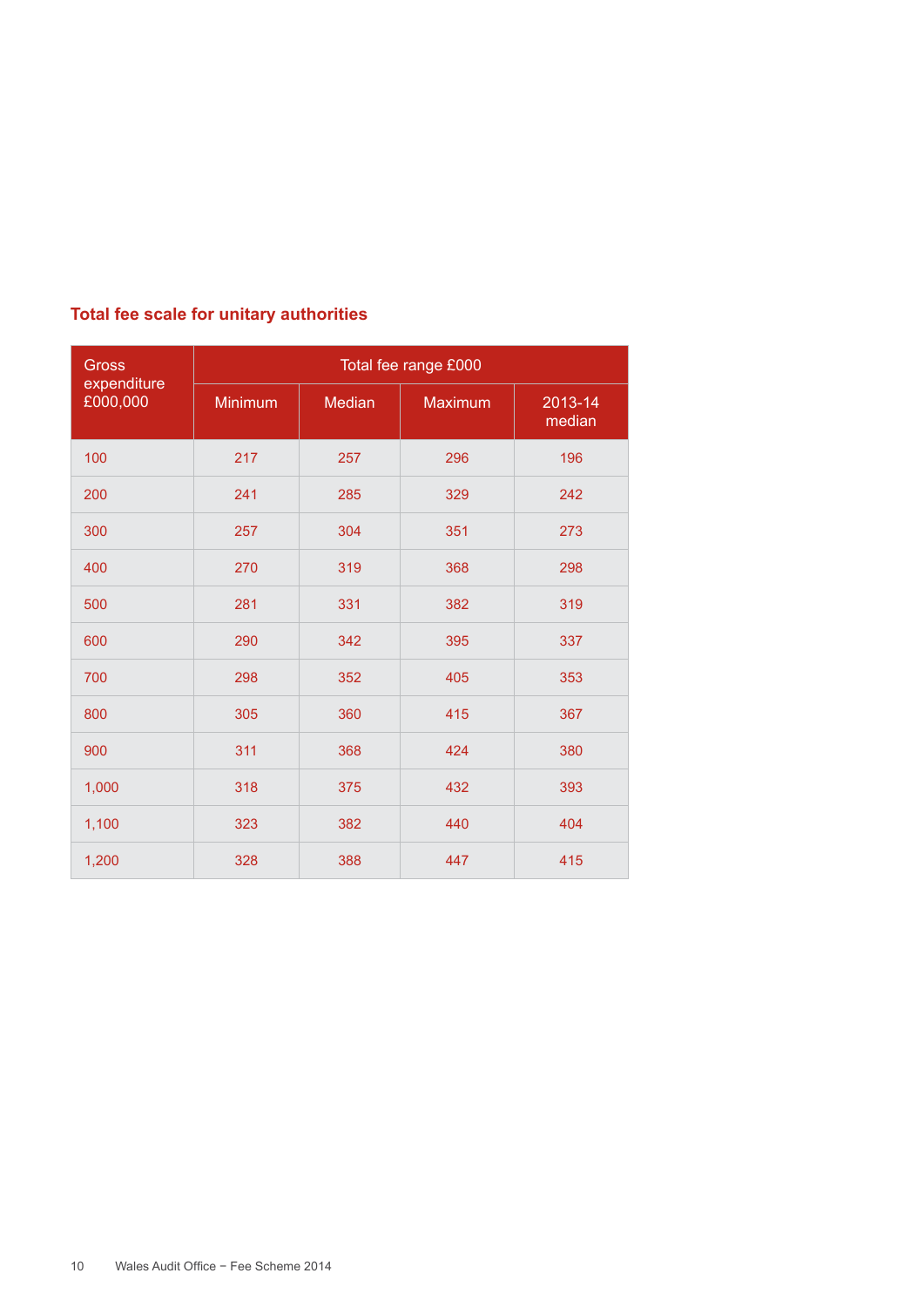## Total fee scale for unitary authorities

| Gross expenditure £000,000 | Total fee range £000 | | | |
|---|---|---|---|---|
| | Minimum | Median | Maximum | 2013-14 median |
| 100 | 217 | 257 | 296 | 196 |
| 200 | 241 | 285 | 329 | 242 |
| 300 | 257 | 304 | 351 | 273 |
| 400 | 270 | 319 | 368 | 298 |
| 500 | 281 | 331 | 382 | 319 |
| 600 | 290 | 342 | 395 | 337 |
| 700 | 298 | 352 | 405 | 353 |
| 800 | 305 | 360 | 415 | 367 |
| 900 | 311 | 368 | 424 | 380 |
| 1,000 | 318 | 375 | 432 | 393 |
| 1,100 | 323 | 382 | 440 | 404 |
| 1,200 | 328 | 388 | 447 | 415 |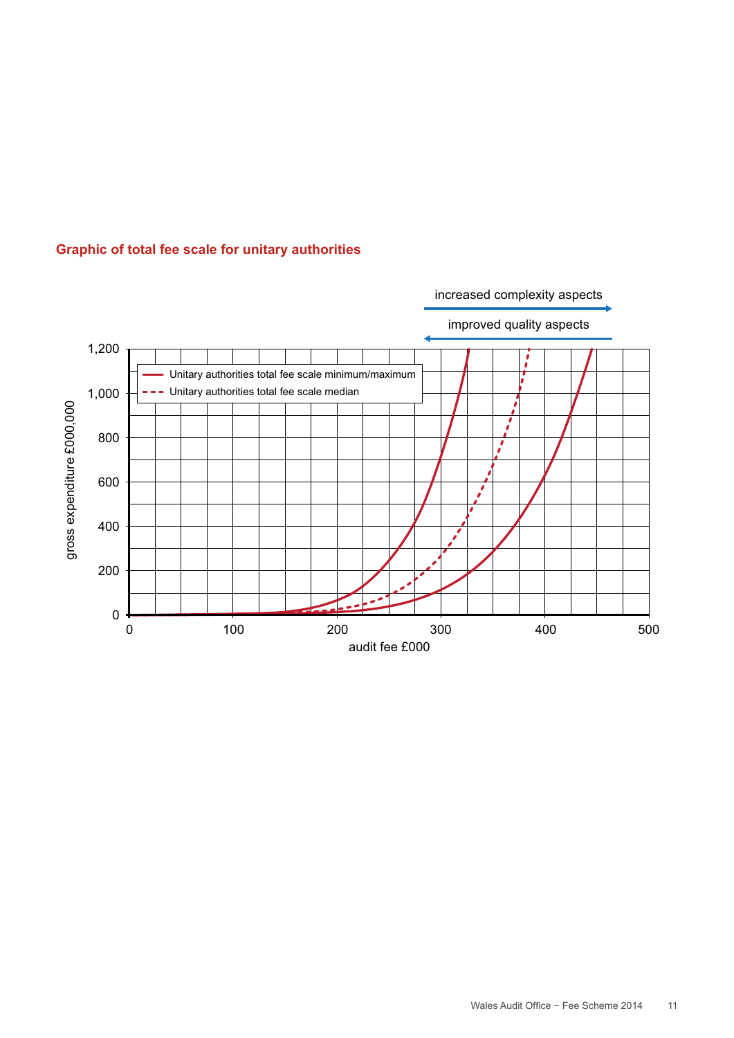**Graphic of total fee scale for unitary authorities**

increased complexity aspects →

← improved quality aspects

- Unitary authorities total fee scale minimum/maximum
- Unitary authorities total fee scale median

gross expenditure £000,000 (0 – 1,200)

audit fee £000 (0 – 500)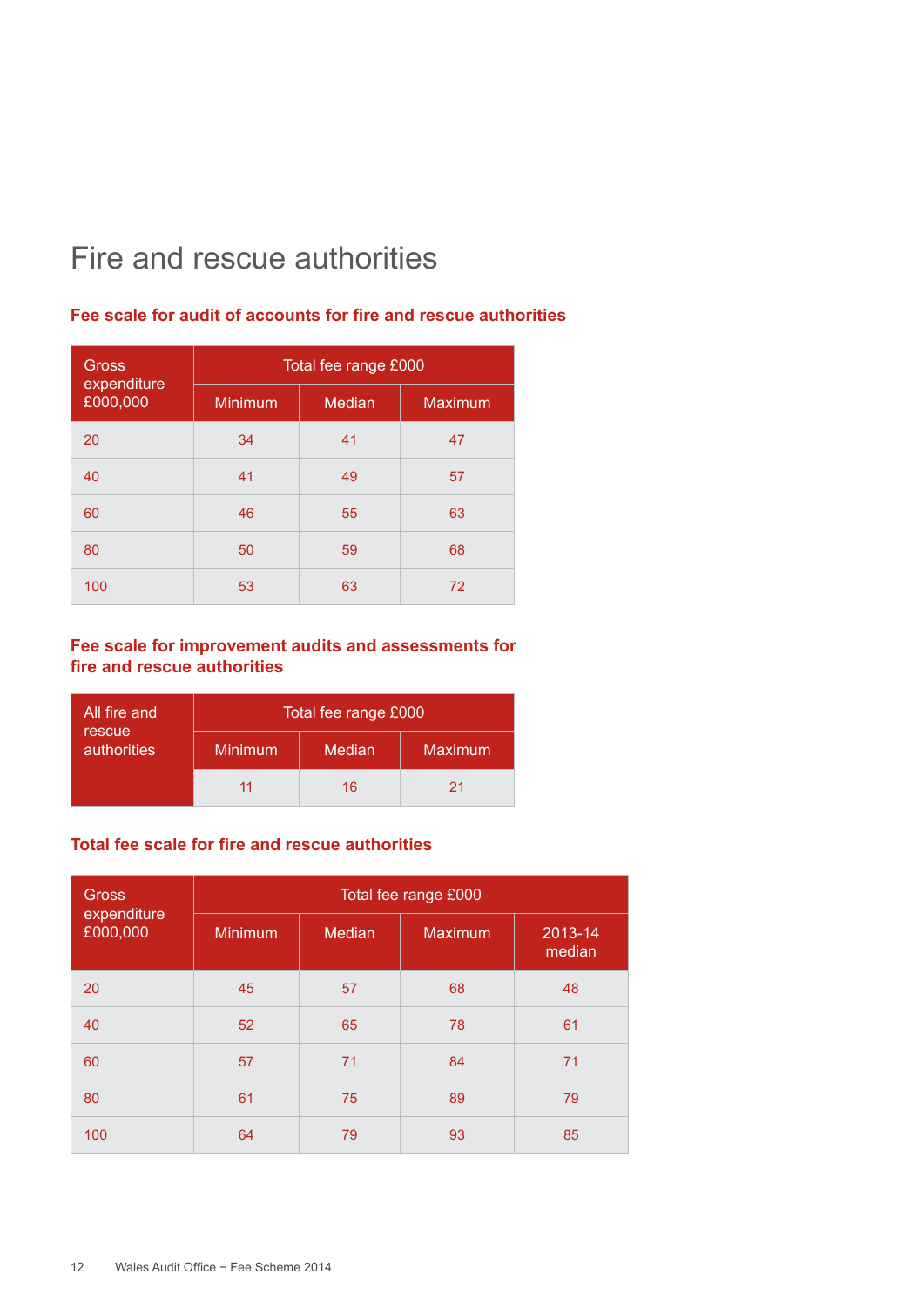# Fire and rescue authorities

## Fee scale for audit of accounts for fire and rescue authorities

| Gross expenditure £000,000 | Total fee range £000 | | |
|---|---|---|---|
| | Minimum | Median | Maximum |
| 20 | 34 | 41 | 47 |
| 40 | 41 | 49 | 57 |
| 60 | 46 | 55 | 63 |
| 80 | 50 | 59 | 68 |
| 100 | 53 | 63 | 72 |

## Fee scale for improvement audits and assessments for fire and rescue authorities

| All fire and rescue authorities | Total fee range £000 | | |
|---|---|---|---|
| | Minimum | Median | Maximum |
| | 11 | 16 | 21 |

## Total fee scale for fire and rescue authorities

| Gross expenditure £000,000 | Total fee range £000 | | | |
|---|---|---|---|---|
| | Minimum | Median | Maximum | 2013-14 median |
| 20 | 45 | 57 | 68 | 48 |
| 40 | 52 | 65 | 78 | 61 |
| 60 | 57 | 71 | 84 | 71 |
| 80 | 61 | 75 | 89 | 79 |
| 100 | 64 | 79 | 93 | 85 |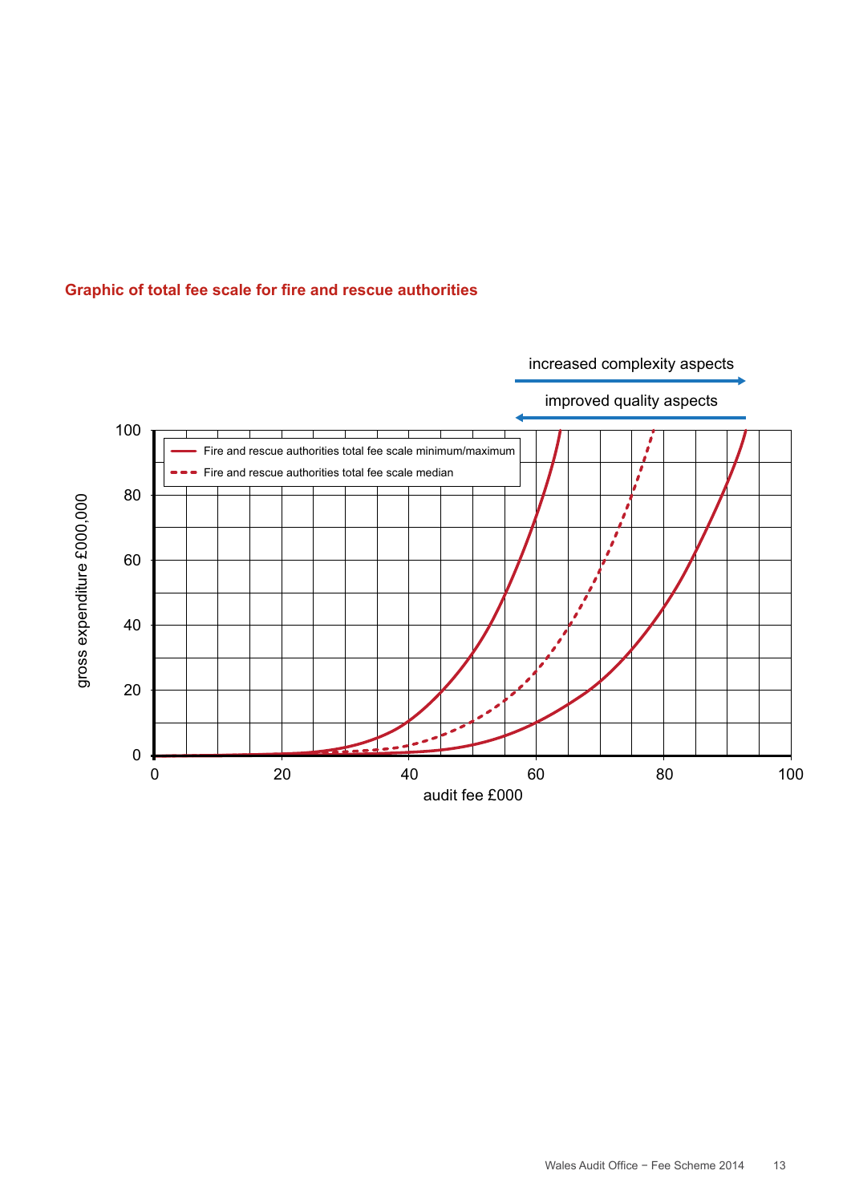### Graphic of total fee scale for fire and rescue authorities

increased complexity aspects →

← improved quality aspects

gross expenditure £000,000

audit fee £000

- Fire and rescue authorities total fee scale minimum/maximum
- Fire and rescue authorities total fee scale median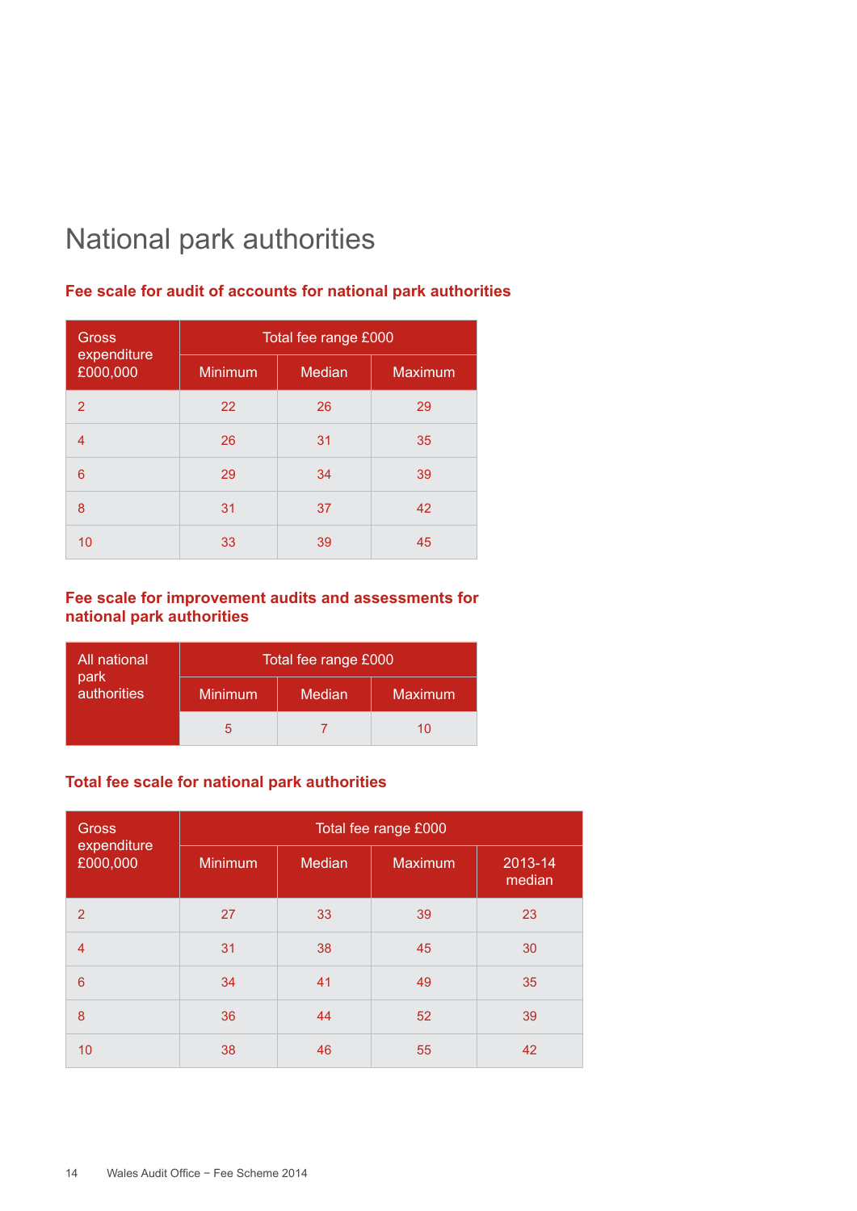# National park authorities

### Fee scale for audit of accounts for national park authorities

| Gross expenditure £000,000 | Total fee range £000 | | |
|---|---|---|---|
| | Minimum | Median | Maximum |
| 2 | 22 | 26 | 29 |
| 4 | 26 | 31 | 35 |
| 6 | 29 | 34 | 39 |
| 8 | 31 | 37 | 42 |
| 10 | 33 | 39 | 45 |

### Fee scale for improvement audits and assessments for national park authorities

| All national park authorities | Total fee range £000 | | |
|---|---|---|---|
| | Minimum | Median | Maximum |
| | 5 | 7 | 10 |

### Total fee scale for national park authorities

| Gross expenditure £000,000 | Total fee range £000 | | | |
|---|---|---|---|---|
| | Minimum | Median | Maximum | 2013-14 median |
| 2 | 27 | 33 | 39 | 23 |
| 4 | 31 | 38 | 45 | 30 |
| 6 | 34 | 41 | 49 | 35 |
| 8 | 36 | 44 | 52 | 39 |
| 10 | 38 | 46 | 55 | 42 |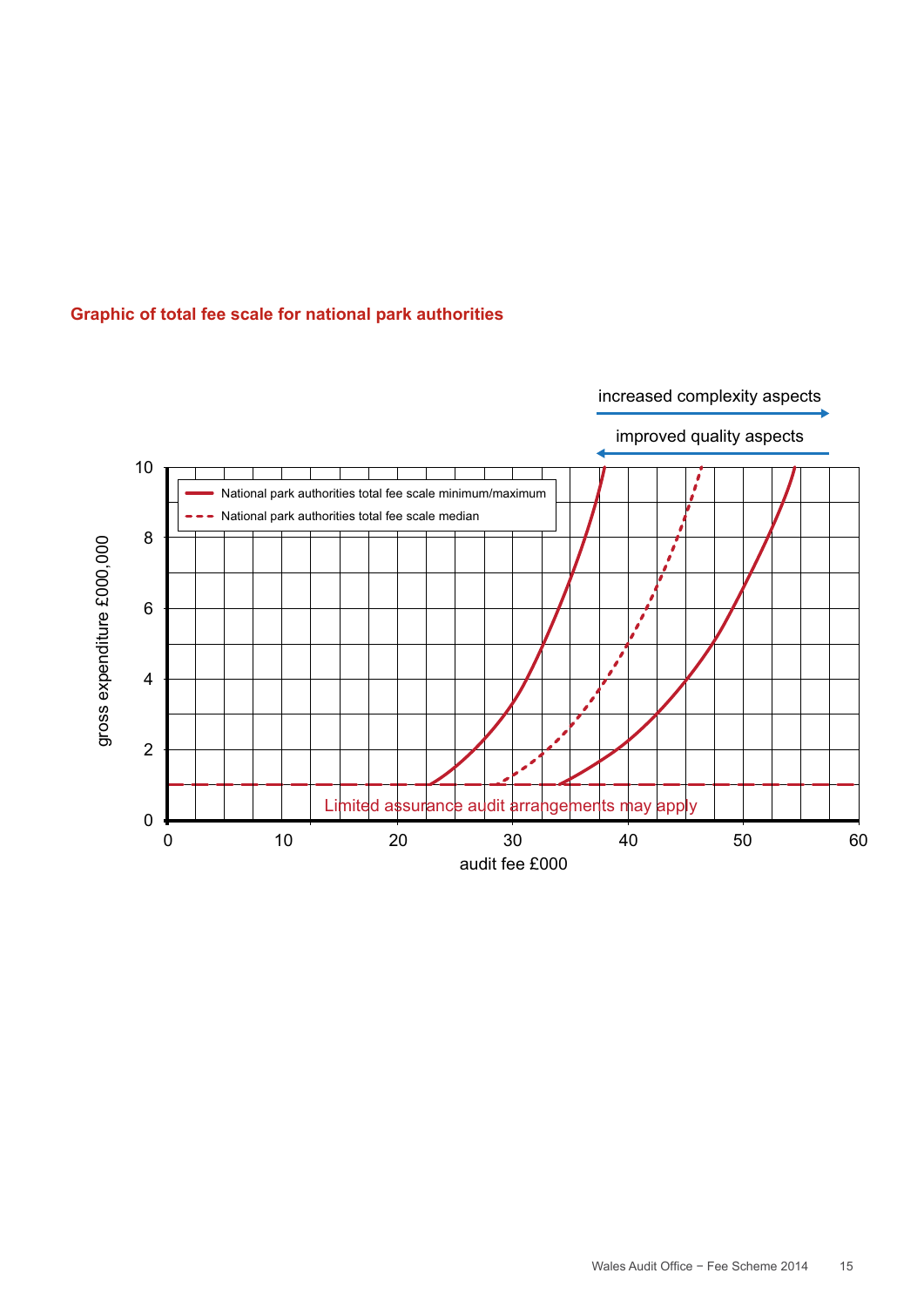### Graphic of total fee scale for national park authorities

increased complexity aspects →

← improved quality aspects

- National park authorities total fee scale minimum/maximum
- National park authorities total fee scale median

gross expenditure £000,000

audit fee £000

Limited assurance audit arrangements may apply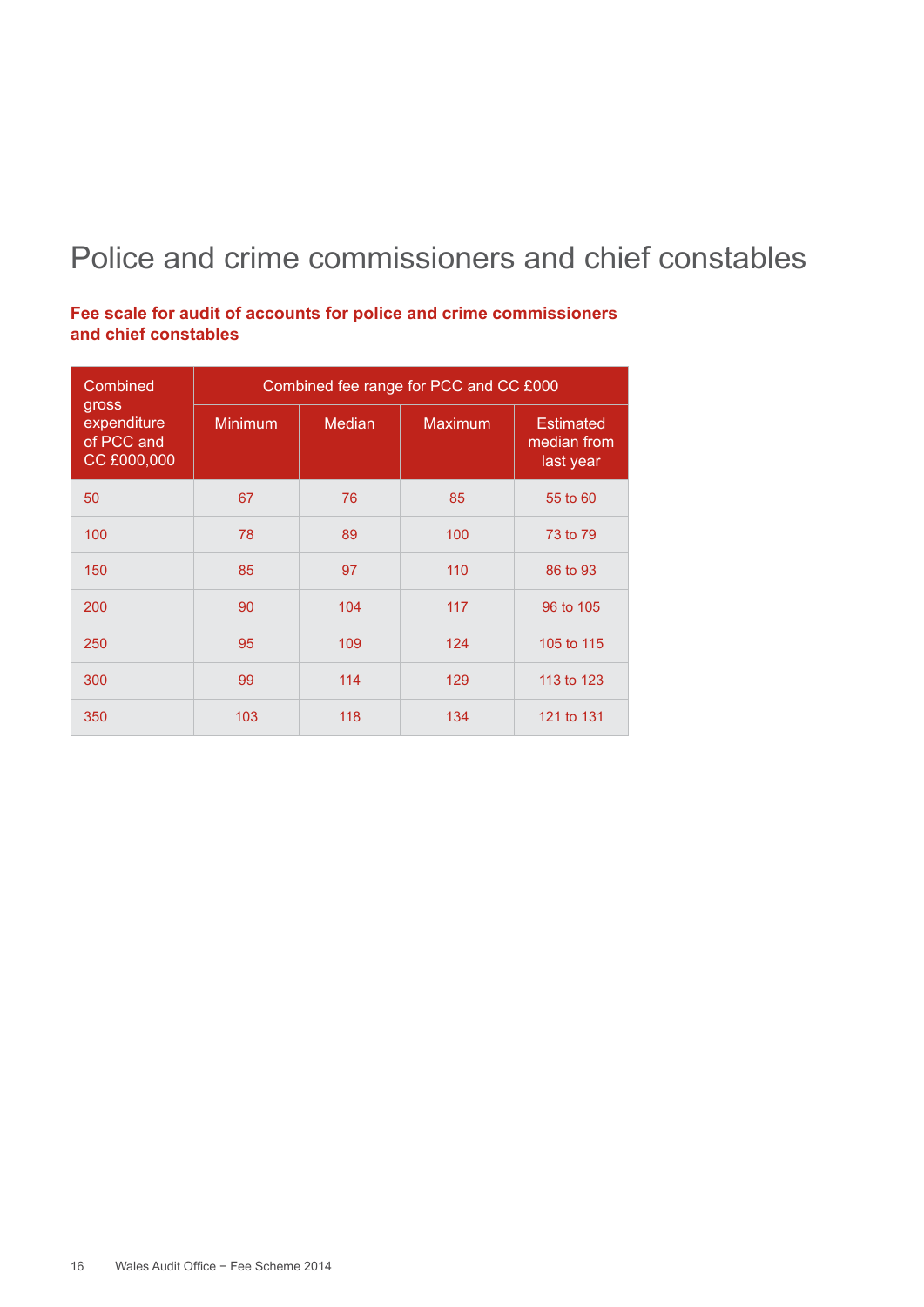# Police and crime commissioners and chief constables

**Fee scale for audit of accounts for police and crime commissioners and chief constables**

| Combined gross expenditure of PCC and CC £000,000 | Combined fee range for PCC and CC £000 | | | |
|---|---|---|---|---|
| | Minimum | Median | Maximum | Estimated median from last year |
| 50 | 67 | 76 | 85 | 55 to 60 |
| 100 | 78 | 89 | 100 | 73 to 79 |
| 150 | 85 | 97 | 110 | 86 to 93 |
| 200 | 90 | 104 | 117 | 96 to 105 |
| 250 | 95 | 109 | 124 | 105 to 115 |
| 300 | 99 | 114 | 129 | 113 to 123 |
| 350 | 103 | 118 | 134 | 121 to 131 |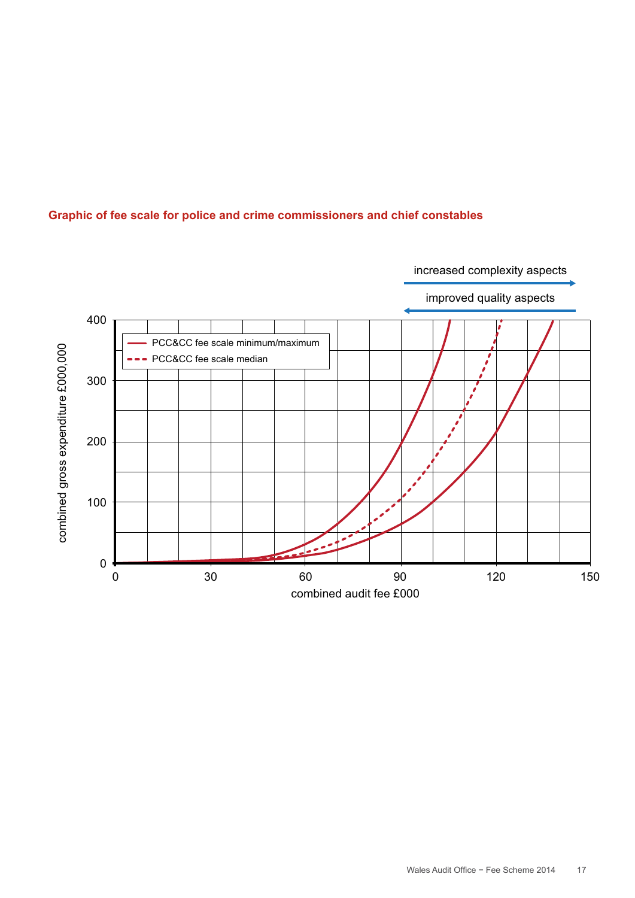## Graphic of fee scale for police and crime commissioners and chief constables

increased complexity aspects →

← improved quality aspects

| combined audit fee £000 | | |
|---|---|---|
| 0 | 30 | 60 | 90 | 120 | 150 |

- PCC&CC fee scale minimum/maximum
- PCC&CC fee scale median

combined gross expenditure £000,000 (0, 100, 200, 300, 400)

combined audit fee £000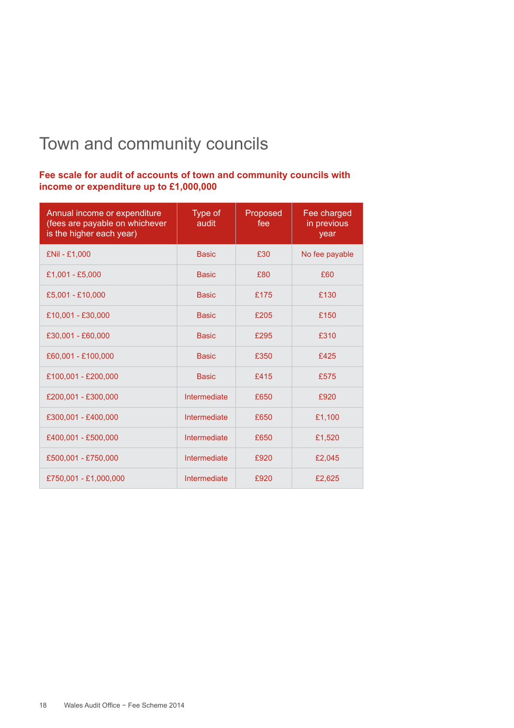# Town and community councils

**Fee scale for audit of accounts of town and community councils with income or expenditure up to £1,000,000**

| Annual income or expenditure (fees are payable on whichever is the higher each year) | Type of audit | Proposed fee | Fee charged in previous year |
|---|---|---|---|
| £Nil - £1,000 | Basic | £30 | No fee payable |
| £1,001 - £5,000 | Basic | £80 | £60 |
| £5,001 - £10,000 | Basic | £175 | £130 |
| £10,001 - £30,000 | Basic | £205 | £150 |
| £30,001 - £60,000 | Basic | £295 | £310 |
| £60,001 - £100,000 | Basic | £350 | £425 |
| £100,001 - £200,000 | Basic | £415 | £575 |
| £200,001 - £300,000 | Intermediate | £650 | £920 |
| £300,001 - £400,000 | Intermediate | £650 | £1,100 |
| £400,001 - £500,000 | Intermediate | £650 | £1,520 |
| £500,001 - £750,000 | Intermediate | £920 | £2,045 |
| £750,001 - £1,000,000 | Intermediate | £920 | £2,625 |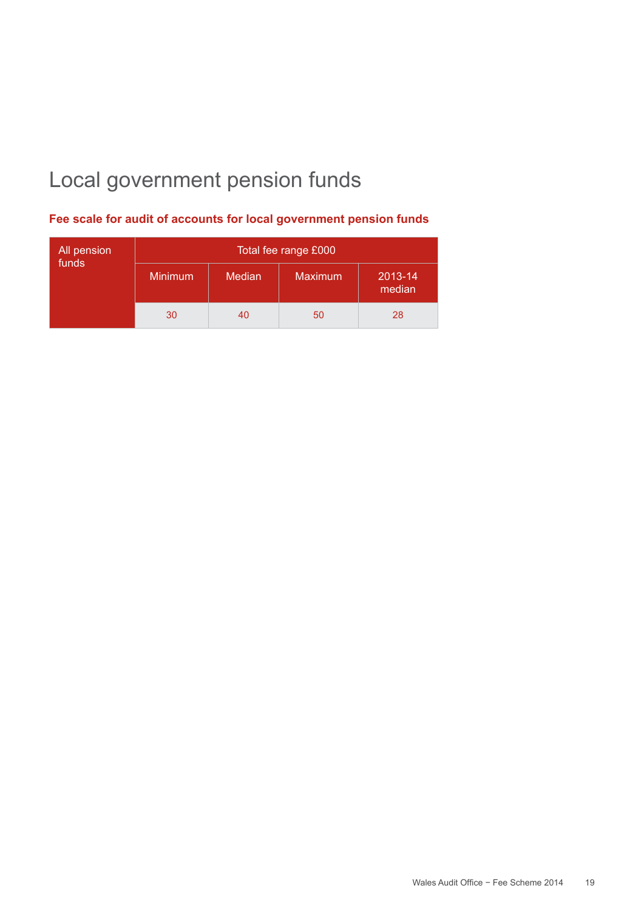# Local government pension funds

**Fee scale for audit of accounts for local government pension funds**

| All pension funds | Total fee range £000 | | | |
|---|---|---|---|---|
| | Minimum | Median | Maximum | 2013-14 median |
| | 30 | 40 | 50 | 28 |